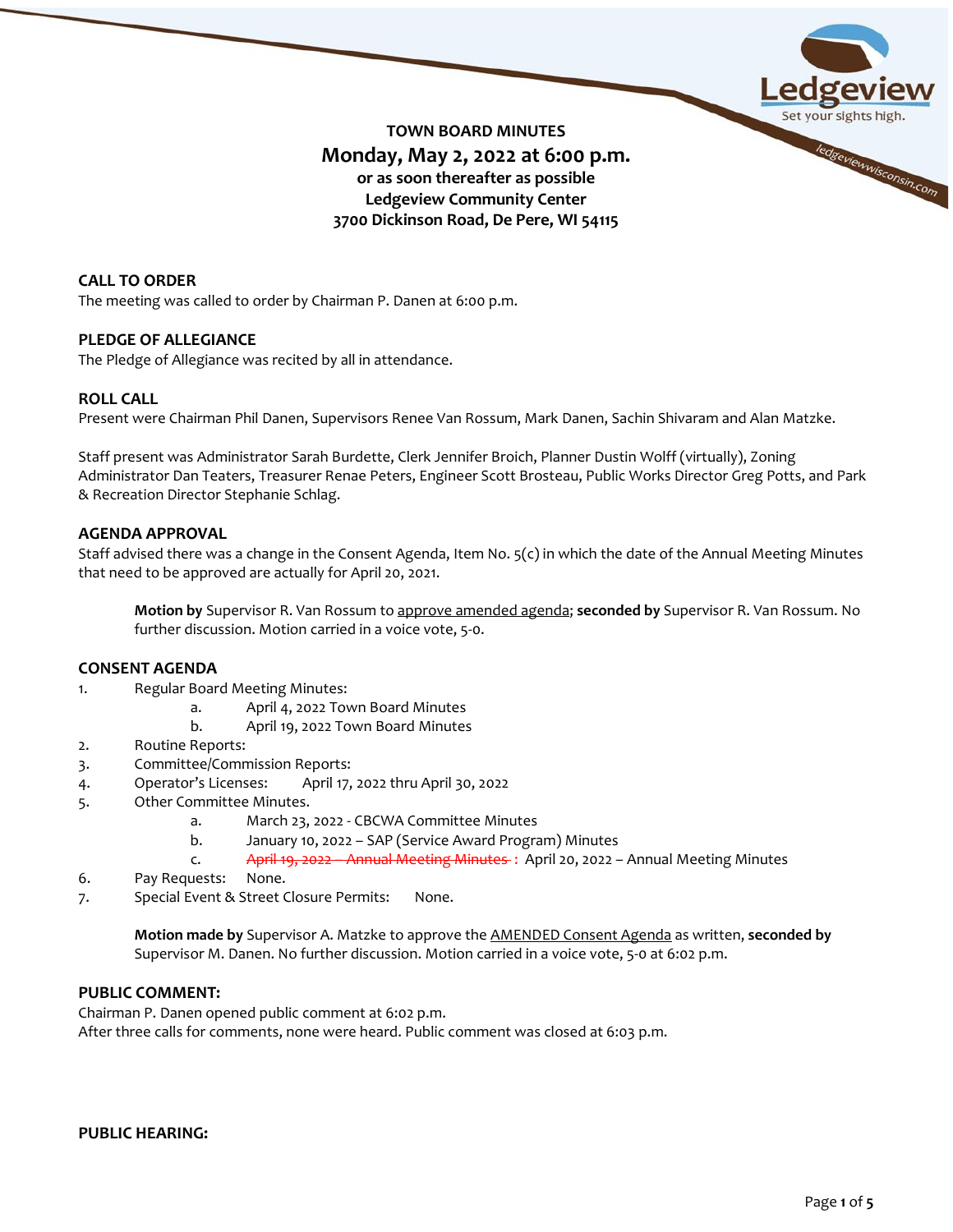**TOWN BOARD MINUTES**

**Monday, May 2, 2022 at 6:00 p.m.**

**or as soon thereafter as possible**

**Ledgeview Community Center**

**3700 Dickinson Road, De Pere, WI 54115**

## CALL TO ORDER

The meeting was called to order by Chairman P. Danen at 6:00 p.m.

## PLEDGE OF ALLEGIANCE

The Pledge of Allegiance was recited by all in attendance.

## ROLL CALL

Present were Chairman Phil Danen, Supervisors Renee Van Rossum, Mark Danen, Sachin Shivaram and Alan Matzke.

Staff present was Administrator Sarah Burdette, Clerk Jennifer Broich, Planner Dustin Wolff (virtually), Zoning Administrator Dan Teaters, Treasurer Renae Peters, Engineer Scott Brosteau, Public Works Director Greg Potts, and Park & Recreation Director Stephanie Schlag.

## AGENDA APPROVAL

Staff advised there was a change in the Consent Agenda, Item No. 5(c) in which the date of the Annual Meeting Minutes that need to be approved are actually for April 20, 2021.

> **Motion by** Supervisor R. Van Rossum to approve amended agenda; **seconded by** Supervisor R. Van Rossum. No further discussion. Motion carried in a voice vote, 5-0.

## CONSENT AGENDA

1. Regular Board Meeting Minutes:
   - a. April 4, 2022 Town Board Minutes
   - b. April 19, 2022 Town Board Minutes
2. Routine Reports:
3. Committee/Commission Reports:
4. Operator's Licenses: April 17, 2022 thru April 30, 2022
5. Other Committee Minutes.
   - a. March 23, 2022 - CBCWA Committee Minutes
   - b. January 10, 2022 – SAP (Service Award Program) Minutes
   - c. ~~April 19, 2022 – Annual Meeting Minutes~~ : April 20, 2022 – Annual Meeting Minutes
6. Pay Requests: None.
7. Special Event & Street Closure Permits: None.

> **Motion made by** Supervisor A. Matzke to approve the AMENDED Consent Agenda as written, **seconded by** Supervisor M. Danen. No further discussion. Motion carried in a voice vote, 5-0 at 6:02 p.m.

## PUBLIC COMMENT:

Chairman P. Danen opened public comment at 6:02 p.m.
After three calls for comments, none were heard. Public comment was closed at 6:03 p.m.

## PUBLIC HEARING: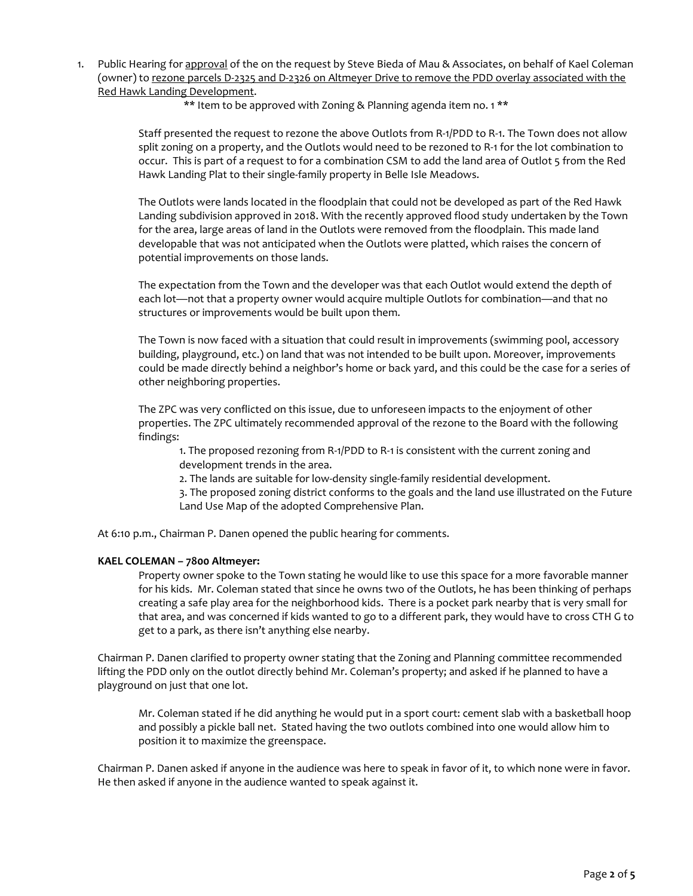1. Public Hearing for approval of the on the request by Steve Bieda of Mau & Associates, on behalf of Kael Coleman (owner) to rezone parcels D-2325 and D-2326 on Altmeyer Drive to remove the PDD overlay associated with the Red Hawk Landing Development.

   ** Item to be approved with Zoning & Planning agenda item no. 1 **

   Staff presented the request to rezone the above Outlots from R-1/PDD to R-1. The Town does not allow split zoning on a property, and the Outlots would need to be rezoned to R-1 for the lot combination to occur. This is part of a request to for a combination CSM to add the land area of Outlot 5 from the Red Hawk Landing Plat to their single-family property in Belle Isle Meadows.

   The Outlots were lands located in the floodplain that could not be developed as part of the Red Hawk Landing subdivision approved in 2018. With the recently approved flood study undertaken by the Town for the area, large areas of land in the Outlots were removed from the floodplain. This made land developable that was not anticipated when the Outlots were platted, which raises the concern of potential improvements on those lands.

   The expectation from the Town and the developer was that each Outlot would extend the depth of each lot—not that a property owner would acquire multiple Outlots for combination—and that no structures or improvements would be built upon them.

   The Town is now faced with a situation that could result in improvements (swimming pool, accessory building, playground, etc.) on land that was not intended to be built upon. Moreover, improvements could be made directly behind a neighbor's home or back yard, and this could be the case for a series of other neighboring properties.

   The ZPC was very conflicted on this issue, due to unforeseen impacts to the enjoyment of other properties. The ZPC ultimately recommended approval of the rezone to the Board with the following findings:

   1. The proposed rezoning from R-1/PDD to R-1 is consistent with the current zoning and development trends in the area.
   2. The lands are suitable for low-density single-family residential development.
   3. The proposed zoning district conforms to the goals and the land use illustrated on the Future Land Use Map of the adopted Comprehensive Plan.

   At 6:10 p.m., Chairman P. Danen opened the public hearing for comments.

   **KAEL COLEMAN – 7800 Altmeyer:**

   Property owner spoke to the Town stating he would like to use this space for a more favorable manner for his kids. Mr. Coleman stated that since he owns two of the Outlots, he has been thinking of perhaps creating a safe play area for the neighborhood kids. There is a pocket park nearby that is very small for that area, and was concerned if kids wanted to go to a different park, they would have to cross CTH G to get to a park, as there isn't anything else nearby.

   Chairman P. Danen clarified to property owner stating that the Zoning and Planning committee recommended lifting the PDD only on the outlot directly behind Mr. Coleman's property; and asked if he planned to have a playground on just that one lot.

   Mr. Coleman stated if he did anything he would put in a sport court: cement slab with a basketball hoop and possibly a pickle ball net. Stated having the two outlots combined into one would allow him to position it to maximize the greenspace.

   Chairman P. Danen asked if anyone in the audience was here to speak in favor of it, to which none were in favor. He then asked if anyone in the audience wanted to speak against it.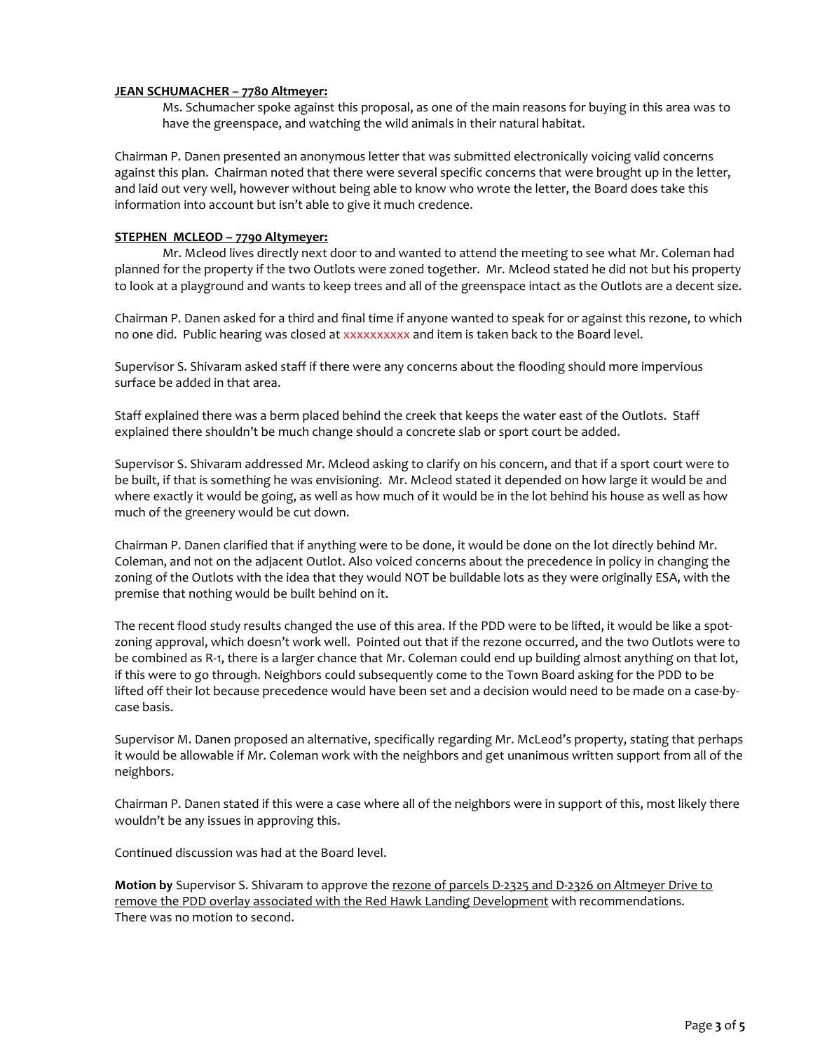**JEAN SCHUMACHER – 7780 Altmeyer:**

Ms. Schumacher spoke against this proposal, as one of the main reasons for buying in this area was to have the greenspace, and watching the wild animals in their natural habitat.

Chairman P. Danen presented an anonymous letter that was submitted electronically voicing valid concerns against this plan. Chairman noted that there were several specific concerns that were brought up in the letter, and laid out very well, however without being able to know who wrote the letter, the Board does take this information into account but isn't able to give it much credence.

**STEPHEN MCLEOD – 7790 Altymeyer:**

Mr. Mcleod lives directly next door to and wanted to attend the meeting to see what Mr. Coleman had planned for the property if the two Outlots were zoned together. Mr. Mcleod stated he did not but his property to look at a playground and wants to keep trees and all of the greenspace intact as the Outlots are a decent size.

Chairman P. Danen asked for a third and final time if anyone wanted to speak for or against this rezone, to which no one did. Public hearing was closed at xxxxxxxxxx and item is taken back to the Board level.

Supervisor S. Shivaram asked staff if there were any concerns about the flooding should more impervious surface be added in that area.

Staff explained there was a berm placed behind the creek that keeps the water east of the Outlots. Staff explained there shouldn't be much change should a concrete slab or sport court be added.

Supervisor S. Shivaram addressed Mr. Mcleod asking to clarify on his concern, and that if a sport court were to be built, if that is something he was envisioning. Mr. Mcleod stated it depended on how large it would be and where exactly it would be going, as well as how much of it would be in the lot behind his house as well as how much of the greenery would be cut down.

Chairman P. Danen clarified that if anything were to be done, it would be done on the lot directly behind Mr. Coleman, and not on the adjacent Outlot. Also voiced concerns about the precedence in policy in changing the zoning of the Outlots with the idea that they would NOT be buildable lots as they were originally ESA, with the premise that nothing would be built behind on it.

The recent flood study results changed the use of this area. If the PDD were to be lifted, it would be like a spot-zoning approval, which doesn't work well. Pointed out that if the rezone occurred, and the two Outlots were to be combined as R-1, there is a larger chance that Mr. Coleman could end up building almost anything on that lot, if this were to go through. Neighbors could subsequently come to the Town Board asking for the PDD to be lifted off their lot because precedence would have been set and a decision would need to be made on a case-by-case basis.

Supervisor M. Danen proposed an alternative, specifically regarding Mr. McLeod's property, stating that perhaps it would be allowable if Mr. Coleman work with the neighbors and get unanimous written support from all of the neighbors.

Chairman P. Danen stated if this were a case where all of the neighbors were in support of this, most likely there wouldn't be any issues in approving this.

Continued discussion was had at the Board level.

**Motion by** Supervisor S. Shivaram to approve the <u>rezone of parcels D-2325 and D-2326 on Altmeyer Drive to remove the PDD overlay associated with the Red Hawk Landing Development</u> with recommendations.
There was no motion to second.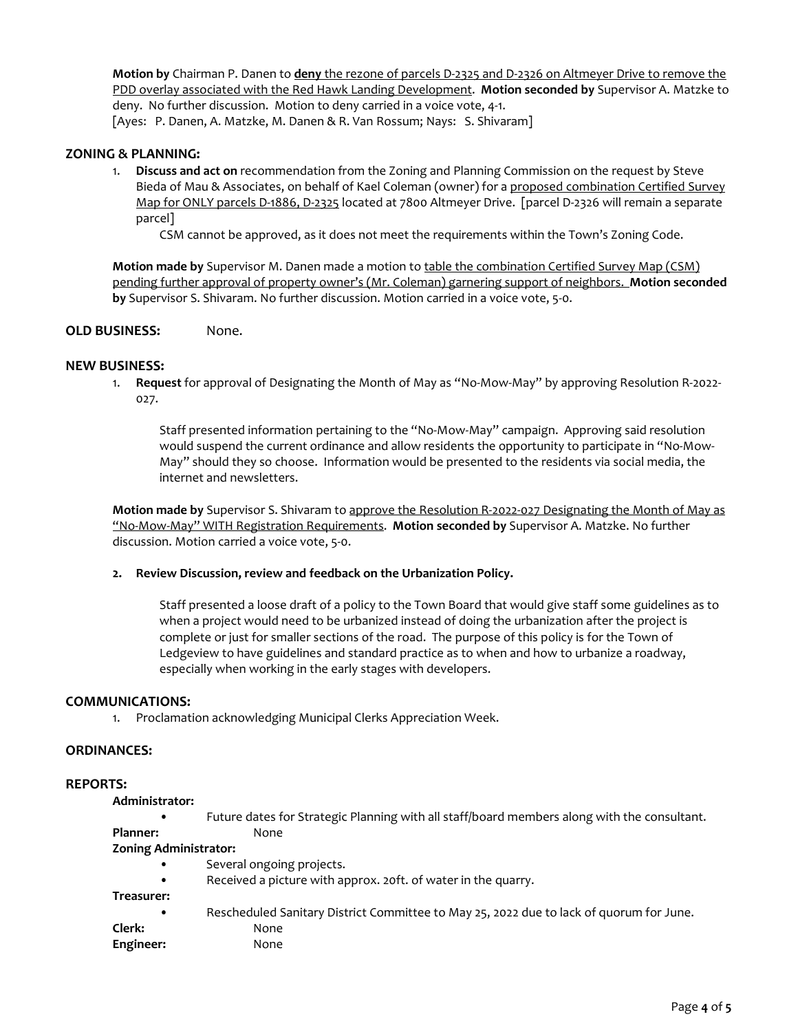**Motion by** Chairman P. Danen to **deny** the rezone of parcels D-2325 and D-2326 on Altmeyer Drive to remove the PDD overlay associated with the Red Hawk Landing Development. **Motion seconded by** Supervisor A. Matzke to deny. No further discussion. Motion to deny carried in a voice vote, 4-1.
[Ayes: P. Danen, A. Matzke, M. Danen & R. Van Rossum; Nays: S. Shivaram]

## ZONING & PLANNING:

1. **Discuss and act on** recommendation from the Zoning and Planning Commission on the request by Steve Bieda of Mau & Associates, on behalf of Kael Coleman (owner) for a proposed combination Certified Survey Map for ONLY parcels D-1886, D-2325 located at 7800 Altmeyer Drive. [parcel D-2326 will remain a separate parcel]

   CSM cannot be approved, as it does not meet the requirements within the Town's Zoning Code.

**Motion made by** Supervisor M. Danen made a motion to table the combination Certified Survey Map (CSM) pending further approval of property owner's (Mr. Coleman) garnering support of neighbors. **Motion seconded by** Supervisor S. Shivaram. No further discussion. Motion carried in a voice vote, 5-0.

## OLD BUSINESS: None.

## NEW BUSINESS:

1. **Request** for approval of Designating the Month of May as "No-Mow-May" by approving Resolution R-2022-027.

   Staff presented information pertaining to the "No-Mow-May" campaign. Approving said resolution would suspend the current ordinance and allow residents the opportunity to participate in "No-Mow-May" should they so choose. Information would be presented to the residents via social media, the internet and newsletters.

**Motion made by** Supervisor S. Shivaram to approve the Resolution R-2022-027 Designating the Month of May as "No-Mow-May" WITH Registration Requirements. **Motion seconded by** Supervisor A. Matzke. No further discussion. Motion carried a voice vote, 5-0.

2. **Review Discussion, review and feedback on the Urbanization Policy.**

   Staff presented a loose draft of a policy to the Town Board that would give staff some guidelines as to when a project would need to be urbanized instead of doing the urbanization after the project is complete or just for smaller sections of the road. The purpose of this policy is for the Town of Ledgeview to have guidelines and standard practice as to when and how to urbanize a roadway, especially when working in the early stages with developers.

## COMMUNICATIONS:

1. Proclamation acknowledging Municipal Clerks Appreciation Week.

## ORDINANCES:

## REPORTS:

**Administrator:**

- Future dates for Strategic Planning with all staff/board members along with the consultant.

**Planner:** None

**Zoning Administrator:**

- Several ongoing projects.
- Received a picture with approx. 20ft. of water in the quarry.

**Treasurer:**

- Rescheduled Sanitary District Committee to May 25, 2022 due to lack of quorum for June.

**Clerk:** None

**Engineer:** None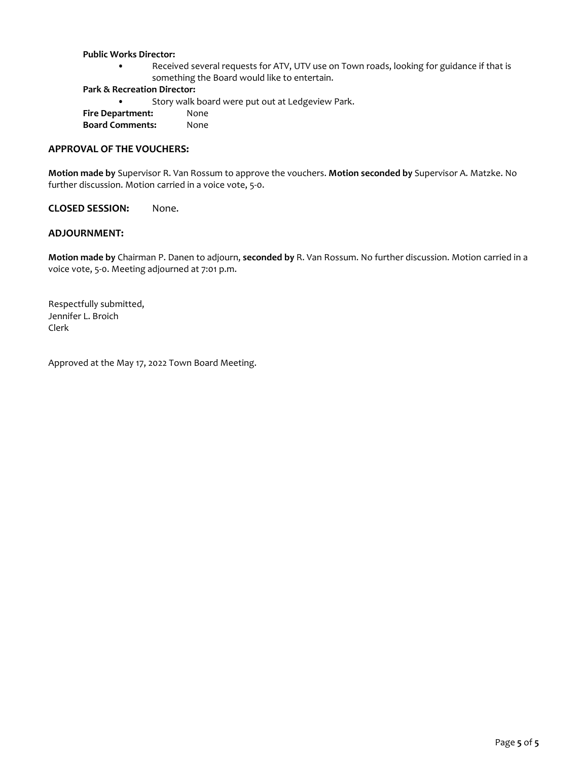**Public Works Director:**

- Received several requests for ATV, UTV use on Town roads, looking for guidance if that is something the Board would like to entertain.

**Park & Recreation Director:**

- Story walk board were put out at Ledgeview Park.

**Fire Department:** None

**Board Comments:** None

## APPROVAL OF THE VOUCHERS:

**Motion made by** Supervisor R. Van Rossum to approve the vouchers. **Motion seconded by** Supervisor A. Matzke. No further discussion. Motion carried in a voice vote, 5-0.

## CLOSED SESSION: None.

## ADJOURNMENT:

**Motion made by** Chairman P. Danen to adjourn, **seconded by** R. Van Rossum. No further discussion. Motion carried in a voice vote, 5-0. Meeting adjourned at 7:01 p.m.

Respectfully submitted,
Jennifer L. Broich
Clerk

Approved at the May 17, 2022 Town Board Meeting.